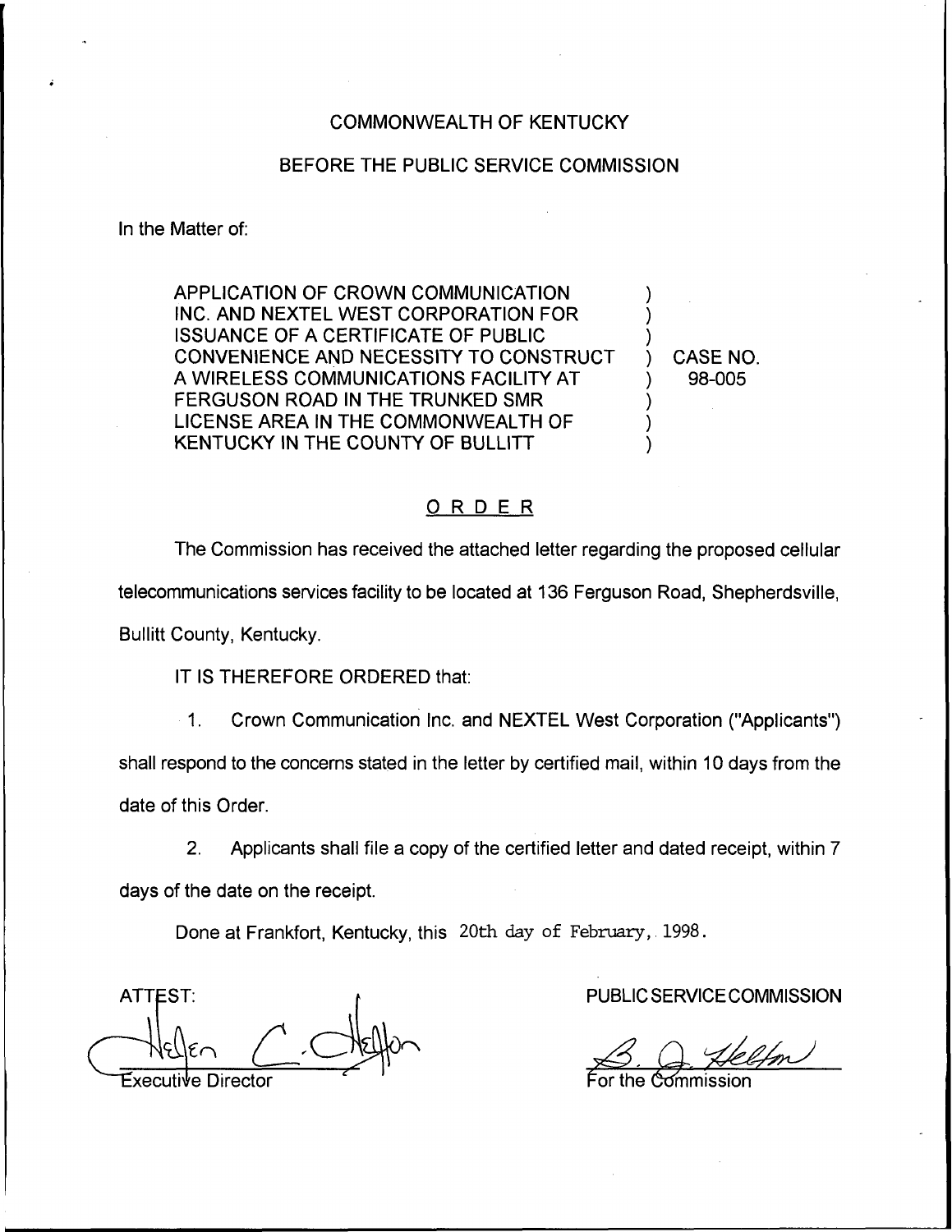COMMONWEALTH OF KENTUCKY

BEFORE THE PUBLIC SERVICE COMMISSION

In the Matter of:

APPLICATION OF CROWN COMMUNICATION INC. AND NEXTEL WEST CORPORATION FOR ISSUANCE OF A CERTIFICATE OF PUBLIC CONVENIENCE AND NECESSITY TO CONSTRUCT A WIRELESS COMMUNICATIONS FACILITY AT FERGUSON ROAD IN THE TRUNKED SMR LICENSE AREA IN THE COMMONWEALTH OF KENTUCKY IN THE COUNTY OF BULLITT ) CASE NO. 98-005

## ORDER

The Commission has received the attached letter regarding the proposed cellular telecommunications services facility to be located at 136 Ferguson Road, Shepherdsville, Bullitt County, Kentucky.

IT IS THEREFORE ORDERED that:

1. Crown Communication Inc. and NEXTEL West Corporation ("Applicants") shall respond to the concerns stated in the letter by certified mail, within 10 days from the date of this Order.

2. Applicants shall file a copy of the certified letter and dated receipt, within 7 days of the date on the receipt.

Done at Frankfort, Kentucky, this 20th day of February, 1998.

PUBLIC SERVICE COMMISSION

For the Commission

ATTEST:

Executive Director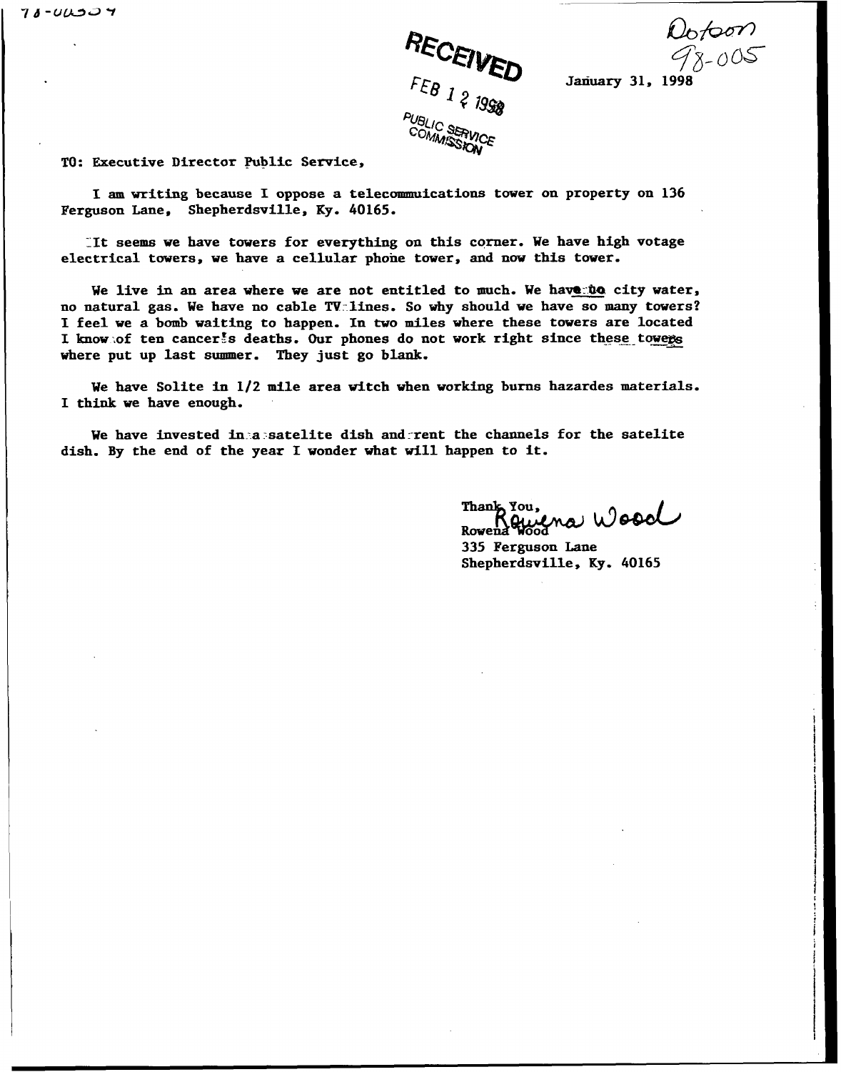98-00504

RECEIVED
FEB 12 1998
PUBLIC SERVICE COMMISSION

Dotson 98-005

January 31, 1998

TO: Executive Director Public Service,

I am writing because I oppose a telecommuications tower on property on 136 Ferguson Lane, Shepherdsville, Ky. 40165.

It seems we have towers for everything on this corner. We have high votage electrical towers, we have a cellular phone tower, and now this tower.

We live in an area where we are not entitled to much. We have no city water, no natural gas. We have no cable TV lines. So why should we have so many towers? I feel we a bomb waiting to happen. In two miles where these towers are located I know of ten cancer's deaths. Our phones do not work right since these towers where put up last summer. They just go blank.

We have Solite in 1/2 mile area witch when working burns hazardes materials. I think we have enough.

We have invested in a satelite dish and rent the channels for the satelite dish. By the end of the year I wonder what will happen to it.

Thank You,
Rowena Wood
Rowena Wood
335 Ferguson Lane
Shepherdsville, Ky. 40165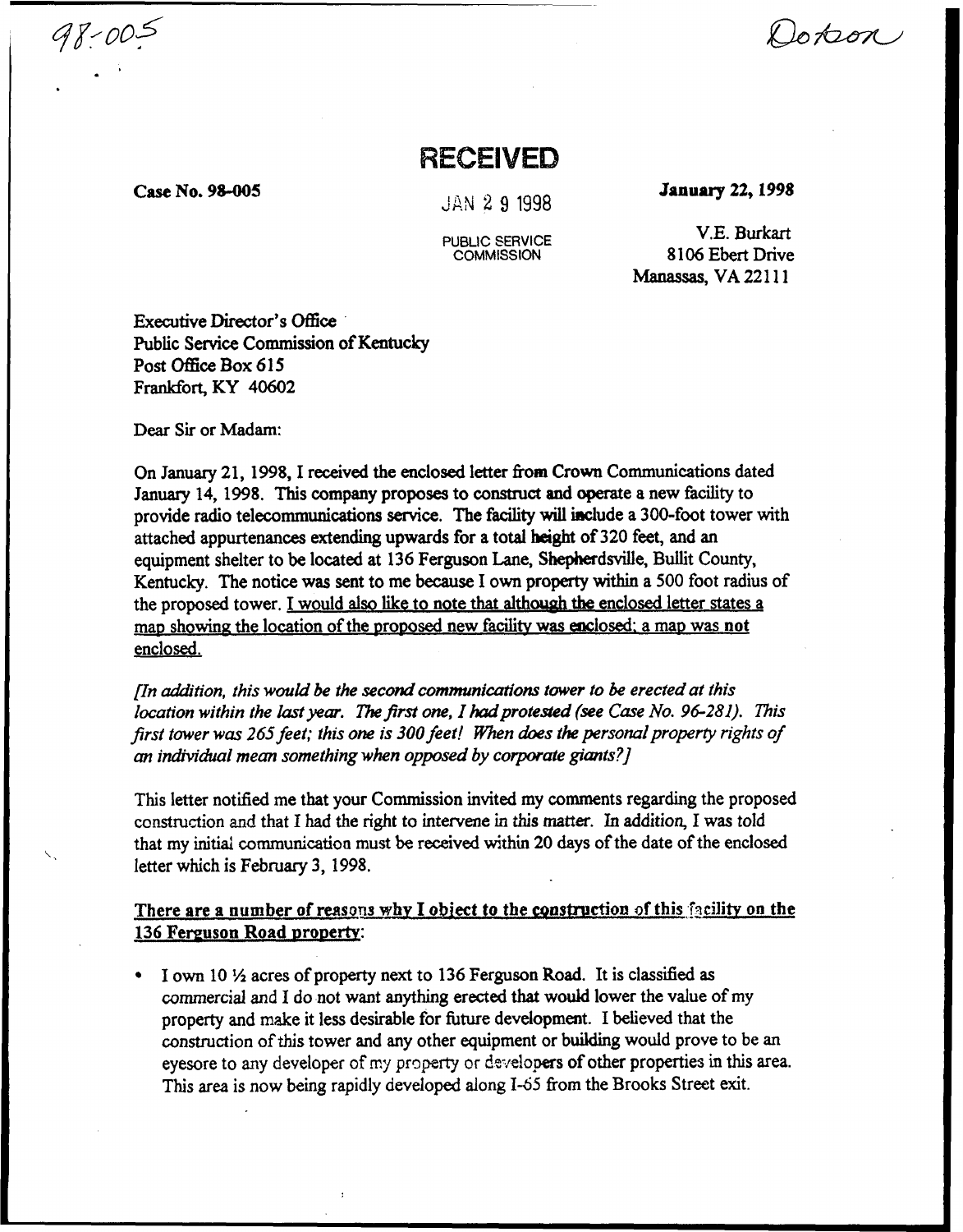98-005

Dotson

# RECEIVED

**Case No. 98-005**

JAN 29 1998

PUBLIC SERVICE COMMISSION

**January 22, 1998**

V.E. Burkart
8106 Ebert Drive
Manassas, VA 22111

Executive Director's Office
Public Service Commission of Kentucky
Post Office Box 615
Frankfort, KY 40602

Dear Sir or Madam:

On January 21, 1998, I received the enclosed letter from Crown Communications dated January 14, 1998. This company proposes to construct and operate a new facility to provide radio telecommunications service. The facility will include a 300-foot tower with attached appurtenances extending upwards for a total height of 320 feet, and an equipment shelter to be located at 136 Ferguson Lane, Shepherdsville, Bullit County, Kentucky. The notice was sent to me because I own property within a 500 foot radius of the proposed tower. I would also like to note that although the enclosed letter states a map showing the location of the proposed new facility was enclosed; a map was not enclosed.

*[In addition, this would be the second communications tower to be erected at this location within the last year. The first one, I had protested (see Case No. 96-281). This first tower was 265 feet; this one is 300 feet! When does the personal property rights of an individual mean something when opposed by corporate giants?]*

This letter notified me that your Commission invited my comments regarding the proposed construction and that I had the right to intervene in this matter. In addition, I was told that my initial communication must be received within 20 days of the date of the enclosed letter which is February 3, 1998.

There are a number of reasons why I object to the construction of this facility on the 136 Ferguson Road property:

- I own 10 ½ acres of property next to 136 Ferguson Road. It is classified as commercial and I do not want anything erected that would lower the value of my property and make it less desirable for future development. I believed that the construction of this tower and any other equipment or building would prove to be an eyesore to any developer of my property or developers of other properties in this area. This area is now being rapidly developed along I-65 from the Brooks Street exit.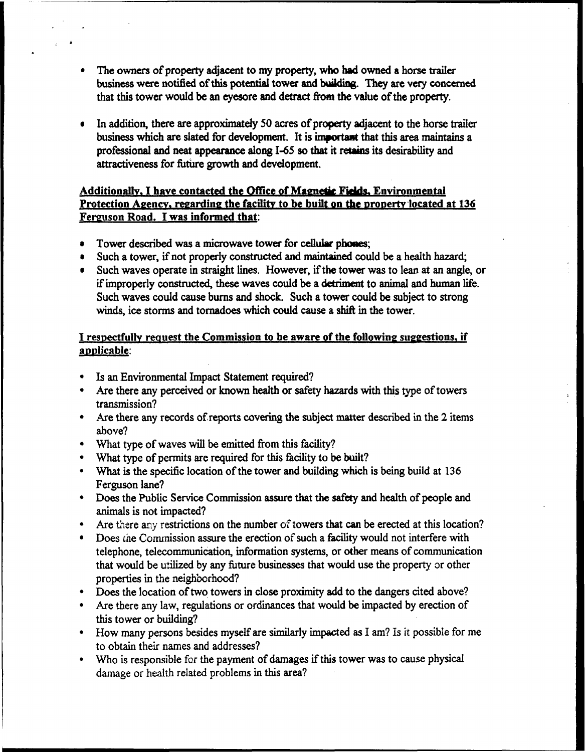- The owners of property adjacent to my property, who had owned a horse trailer business were notified of this potential tower and building. They are very concerned that this tower would be an eyesore and detract from the value of the property.

- In addition, there are approximately 50 acres of property adjacent to the horse trailer business which are slated for development. It is important that this area maintains a professional and neat appearance along I-65 so that it retains its desirability and attractiveness for future growth and development.

**Additionally, I have contacted the Office of Magnetic Fields, Environmental Protection Agency, regarding the facility to be built on the property located at 136 Ferguson Road. I was informed that:**

- Tower described was a microwave tower for cellular phones;
- Such a tower, if not properly constructed and maintained could be a health hazard;
- Such waves operate in straight lines. However, if the tower was to lean at an angle, or if improperly constructed, these waves could be a detriment to animal and human life. Such waves could cause burns and shock. Such a tower could be subject to strong winds, ice storms and tornadoes which could cause a shift in the tower.

**I respectfully request the Commission to be aware of the following suggestions, if applicable:**

- Is an Environmental Impact Statement required?
- Are there any perceived or known health or safety hazards with this type of towers transmission?
- Are there any records of reports covering the subject matter described in the 2 items above?
- What type of waves will be emitted from this facility?
- What type of permits are required for this facility to be built?
- What is the specific location of the tower and building which is being build at 136 Ferguson lane?
- Does the Public Service Commission assure that the safety and health of people and animals is not impacted?
- Are there any restrictions on the number of towers that can be erected at this location?
- Does the Commission assure the erection of such a facility would not interfere with telephone, telecommunication, information systems, or other means of communication that would be utilized by any future businesses that would use the property or other properties in the neighborhood?
- Does the location of two towers in close proximity add to the dangers cited above?
- Are there any law, regulations or ordinances that would be impacted by erection of this tower or building?
- How many persons besides myself are similarly impacted as I am? Is it possible for me to obtain their names and addresses?
- Who is responsible for the payment of damages if this tower was to cause physical damage or health related problems in this area?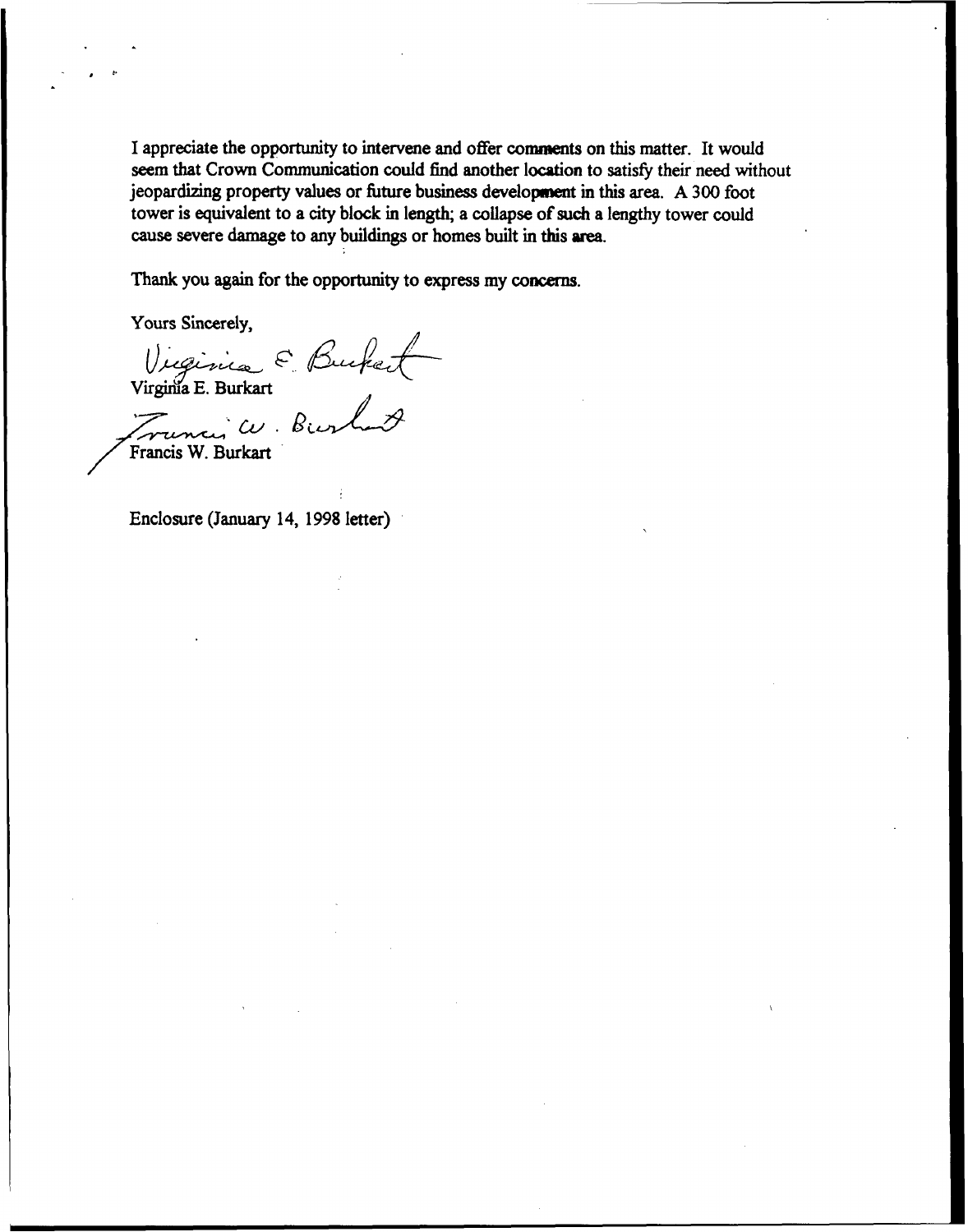I appreciate the opportunity to intervene and offer comments on this matter. It would seem that Crown Communication could find another location to satisfy their need without jeopardizing property values or future business development in this area. A 300 foot tower is equivalent to a city block in length; a collapse of such a lengthy tower could cause severe damage to any buildings or homes built in this area.

Thank you again for the opportunity to express my concerns.

Yours Sincerely,

Virginia E. Burkart

Virginia E. Burkart

Francis W. Burkart

Francis W. Burkart

Enclosure (January 14, 1998 letter)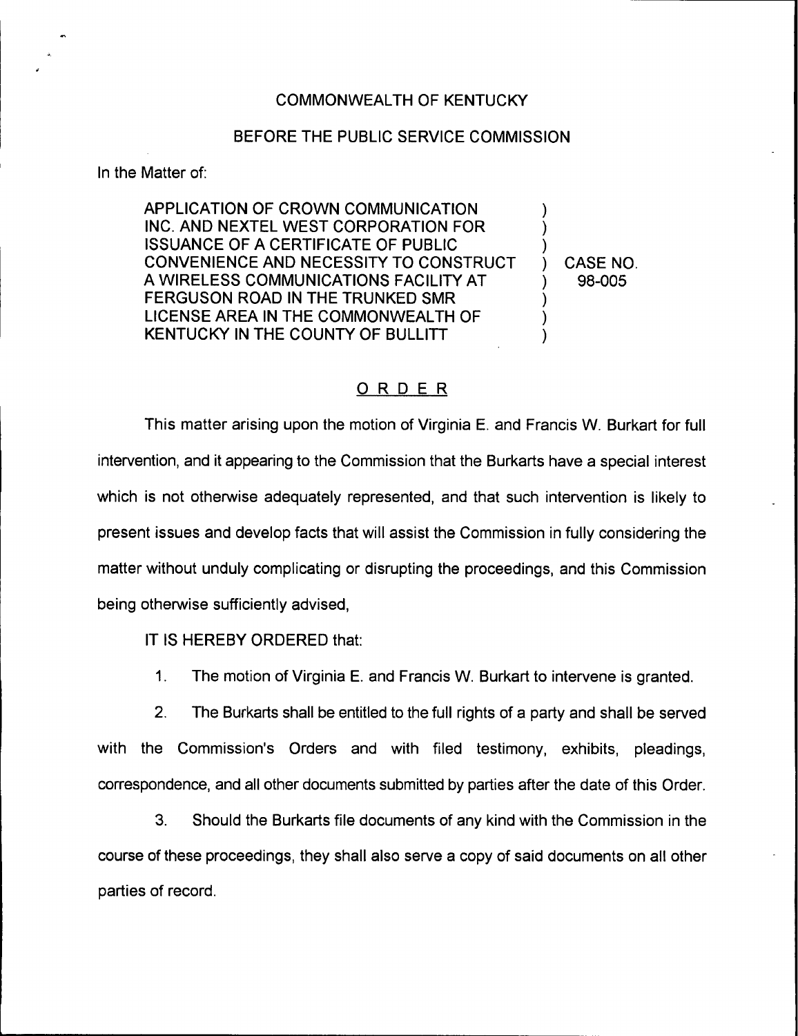COMMONWEALTH OF KENTUCKY

BEFORE THE PUBLIC SERVICE COMMISSION

In the Matter of:

| | | |
|---|---|---|
| APPLICATION OF CROWN COMMUNICATION INC. AND NEXTEL WEST CORPORATION FOR ISSUANCE OF A CERTIFICATE OF PUBLIC CONVENIENCE AND NECESSITY TO CONSTRUCT A WIRELESS COMMUNICATIONS FACILITY AT FERGUSON ROAD IN THE TRUNKED SMR LICENSE AREA IN THE COMMONWEALTH OF KENTUCKY IN THE COUNTY OF BULLITT | ) | CASE NO. 98-005 |

## ORDER

This matter arising upon the motion of Virginia E. and Francis W. Burkart for full intervention, and it appearing to the Commission that the Burkarts have a special interest which is not otherwise adequately represented, and that such intervention is likely to present issues and develop facts that will assist the Commission in fully considering the matter without unduly complicating or disrupting the proceedings, and this Commission being otherwise sufficiently advised,

IT IS HEREBY ORDERED that:

1. The motion of Virginia E. and Francis W. Burkart to intervene is granted.

2. The Burkarts shall be entitled to the full rights of a party and shall be served with the Commission's Orders and with filed testimony, exhibits, pleadings, correspondence, and all other documents submitted by parties after the date of this Order.

3. Should the Burkarts file documents of any kind with the Commission in the course of these proceedings, they shall also serve a copy of said documents on all other parties of record.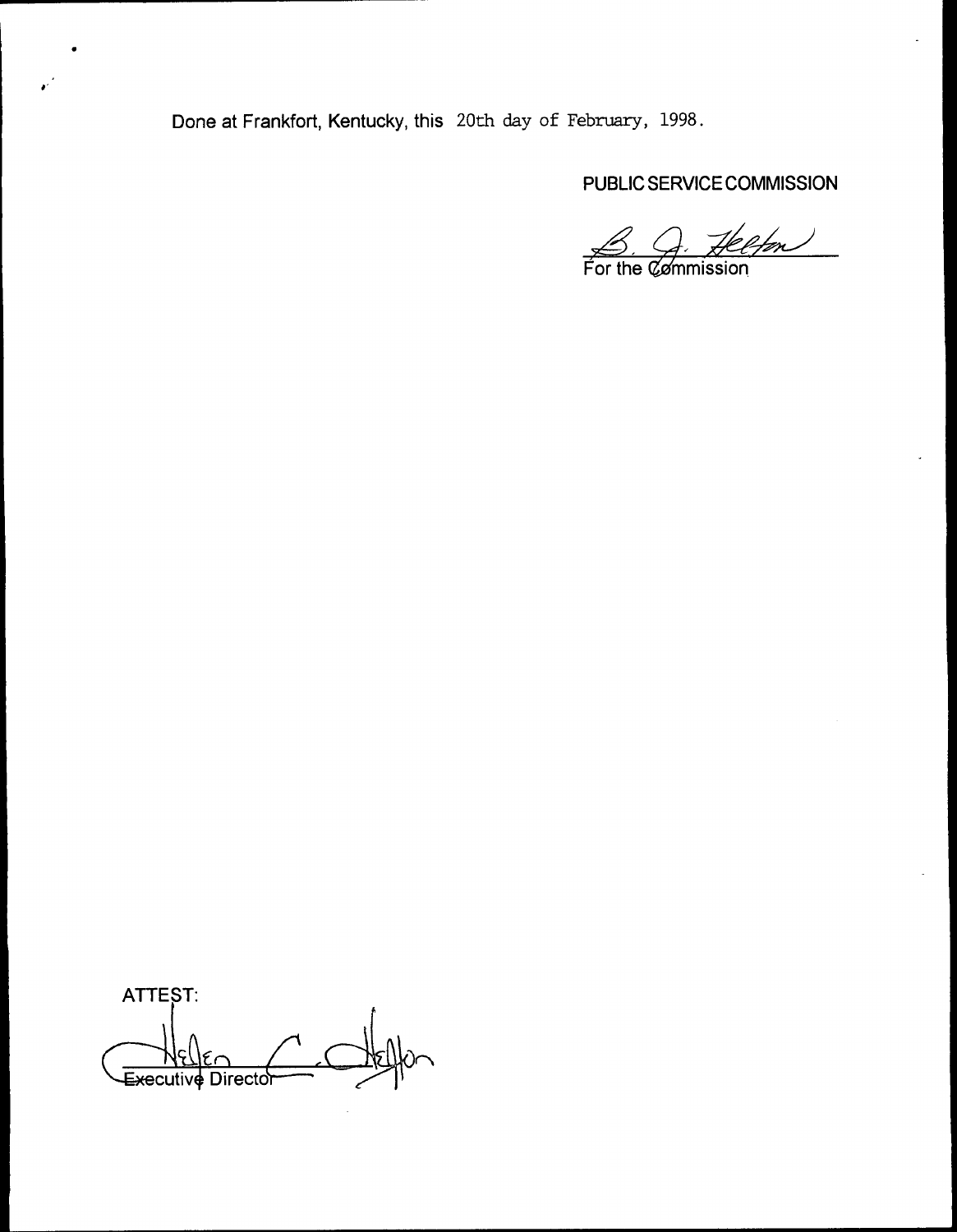Done at Frankfort, Kentucky, this 20th day of February, 1998.

PUBLIC SERVICE COMMISSION

For the Commission

ATTEST:

Executive Director